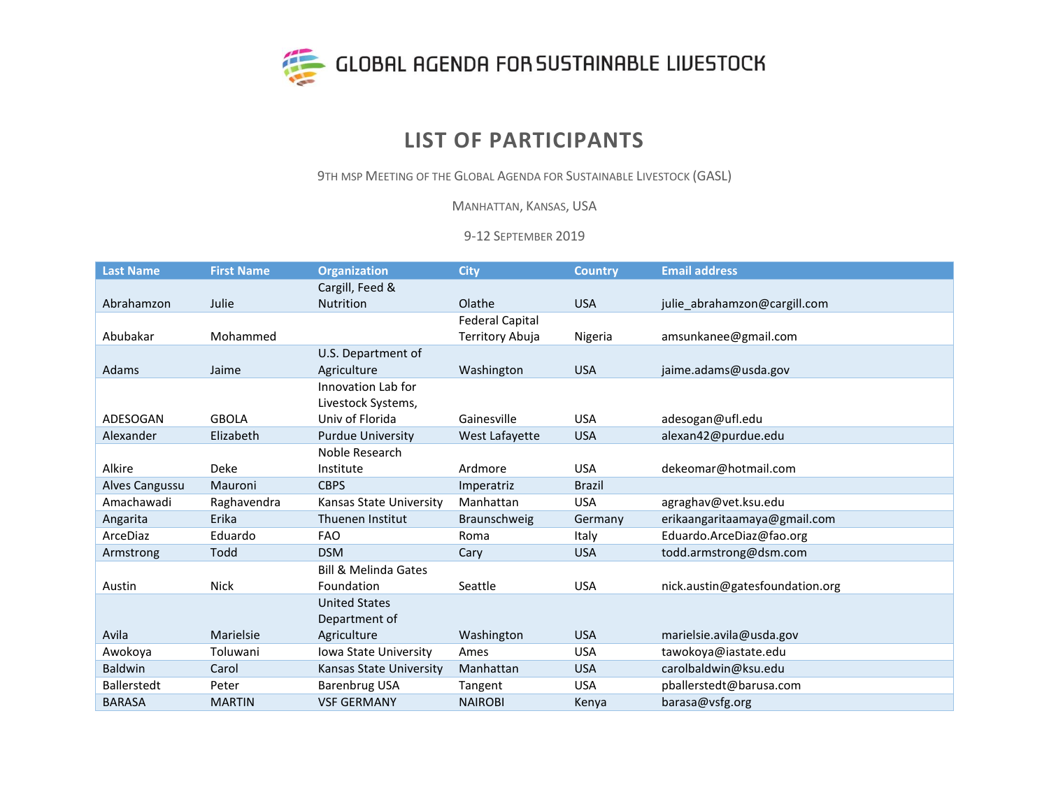GLOBAL AGENDA FOR SUSTAINABLE LIVESTOCK

# LIST OF PARTICIPANTS

9TH MSP MEETING OF THE GLOBAL AGENDA FOR SUSTAINABLE LIVESTOCK (GASL)

MANHATTAN, KANSAS, USA

9-12 SEPTEMBER 2019

| Last Name | First Name | Organization | City | Country | Email address |
|---|---|---|---|---|---|
| Abrahamzon | Julie | Cargill, Feed & Nutrition | Olathe | USA | julie_abrahamzon@cargill.com |
| Abubakar | Mohammed | | Federal Capital Territory Abuja | Nigeria | amsunkanee@gmail.com |
| Adams | Jaime | U.S. Department of Agriculture | Washington | USA | jaime.adams@usda.gov |
| ADESOGAN | GBOLA | Innovation Lab for Livestock Systems, Univ of Florida | Gainesville | USA | adesogan@ufl.edu |
| Alexander | Elizabeth | Purdue University | West Lafayette | USA | alexan42@purdue.edu |
| Alkire | Deke | Noble Research Institute | Ardmore | USA | dekeomar@hotmail.com |
| Alves Cangussu | Mauroni | CBPS | Imperatriz | Brazil | |
| Amachawadi | Raghavendra | Kansas State University | Manhattan | USA | agraghav@vet.ksu.edu |
| Angarita | Erika | Thuenen Institut | Braunschweig | Germany | erikaangaritaamaya@gmail.com |
| ArceDiaz | Eduardo | FAO | Roma | Italy | Eduardo.ArceDiaz@fao.org |
| Armstrong | Todd | DSM | Cary | USA | todd.armstrong@dsm.com |
| Austin | Nick | Bill & Melinda Gates Foundation | Seattle | USA | nick.austin@gatesfoundation.org |
| Avila | Marielsie | United States Department of Agriculture | Washington | USA | marielsie.avila@usda.gov |
| Awokoya | Toluwani | Iowa State University | Ames | USA | tawokoya@iastate.edu |
| Baldwin | Carol | Kansas State University | Manhattan | USA | carolbaldwin@ksu.edu |
| Ballerstedt | Peter | Barenbrug USA | Tangent | USA | pballerstedt@barusa.com |
| BARASA | MARTIN | VSF GERMANY | NAIROBI | Kenya | barasa@vsfg.org |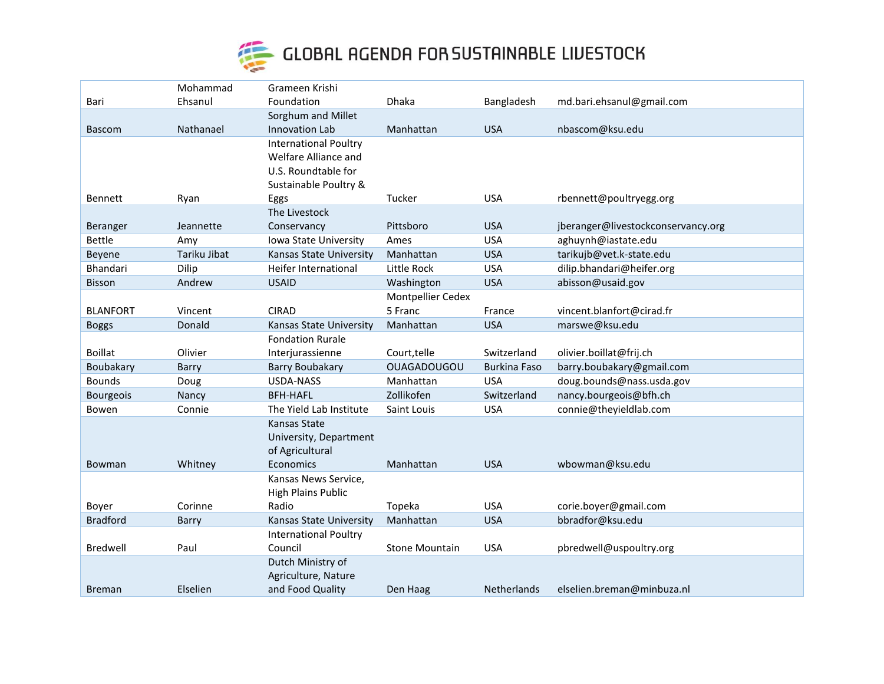# GLOBAL AGENDA FOR SUSTAINABLE LIVESTOCK

| | | | | | |
|---|---|---|---|---|---|
| Bari | Mohammad Ehsanul | Grameen Krishi Foundation | Dhaka | Bangladesh | md.bari.ehsanul@gmail.com |
| Bascom | Nathanael | Sorghum and Millet Innovation Lab | Manhattan | USA | nbascom@ksu.edu |
| Bennett | Ryan | International Poultry Welfare Alliance and U.S. Roundtable for Sustainable Poultry & Eggs | Tucker | USA | rbennett@poultryegg.org |
| Beranger | Jeannette | The Livestock Conservancy | Pittsboro | USA | jberanger@livestockconservancy.org |
| Bettle | Amy | Iowa State University | Ames | USA | aghuynh@iastate.edu |
| Beyene | Tariku Jibat | Kansas State University | Manhattan | USA | tarikujb@vet.k-state.edu |
| Bhandari | Dilip | Heifer International | Little Rock | USA | dilip.bhandari@heifer.org |
| Bisson | Andrew | USAID | Washington | USA | abisson@usaid.gov |
| BLANFORT | Vincent | CIRAD | Montpellier Cedex 5 Franc | France | vincent.blanfort@cirad.fr |
| Boggs | Donald | Kansas State University | Manhattan | USA | marswe@ksu.edu |
| Boillat | Olivier | Fondation Rurale Interjurassienne | Court,telle | Switzerland | olivier.boillat@frij.ch |
| Boubakary | Barry | Barry Boubakary | OUAGADOUGOU | Burkina Faso | barry.boubakary@gmail.com |
| Bounds | Doug | USDA-NASS | Manhattan | USA | doug.bounds@nass.usda.gov |
| Bourgeois | Nancy | BFH-HAFL | Zollikofen | Switzerland | nancy.bourgeois@bfh.ch |
| Bowen | Connie | The Yield Lab Institute | Saint Louis | USA | connie@theyieldlab.com |
| Bowman | Whitney | Kansas State University, Department of Agricultural Economics | Manhattan | USA | wbowman@ksu.edu |
| Boyer | Corinne | Kansas News Service, High Plains Public Radio | Topeka | USA | corie.boyer@gmail.com |
| Bradford | Barry | Kansas State University | Manhattan | USA | bbradfor@ksu.edu |
| Bredwell | Paul | International Poultry Council | Stone Mountain | USA | pbredwell@uspoultry.org |
| Breman | Elselien | Dutch Ministry of Agriculture, Nature and Food Quality | Den Haag | Netherlands | elselien.breman@minbuza.nl |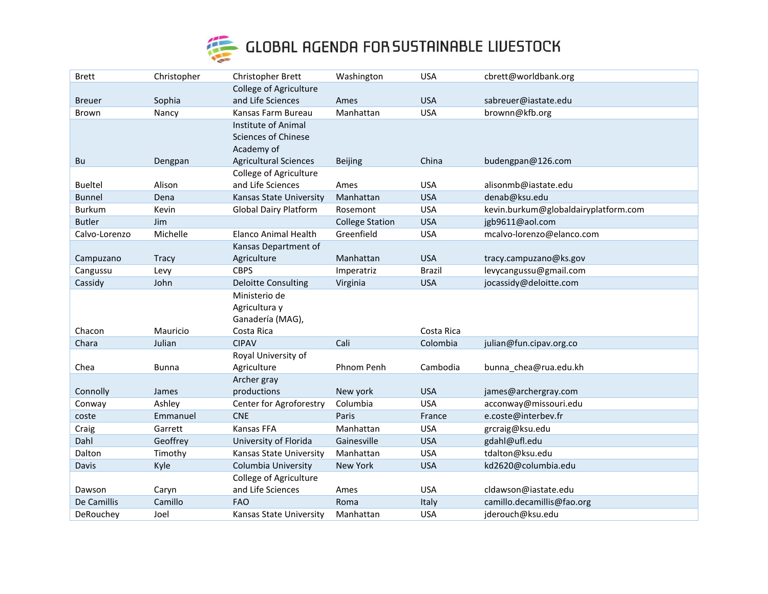# GLOBAL AGENDA FOR SUSTAINABLE LIVESTOCK

| | | | | | |
|---|---|---|---|---|---|
| Brett | Christopher | Christopher Brett | Washington | USA | cbrett@worldbank.org |
| Breuer | Sophia | College of Agriculture and Life Sciences | Ames | USA | sabreuer@iastate.edu |
| Brown | Nancy | Kansas Farm Bureau | Manhattan | USA | brownn@kfb.org |
| Bu | Dengpan | Institute of Animal Sciences of Chinese Academy of Agricultural Sciences | Beijing | China | budengpan@126.com |
| Bueltel | Alison | College of Agriculture and Life Sciences | Ames | USA | alisonmb@iastate.edu |
| Bunnel | Dena | Kansas State University | Manhattan | USA | denab@ksu.edu |
| Burkum | Kevin | Global Dairy Platform | Rosemont | USA | kevin.burkum@globaldairyplatform.com |
| Butler | Jim | | College Station | USA | jgb9611@aol.com |
| Calvo-Lorenzo | Michelle | Elanco Animal Health | Greenfield | USA | mcalvo-lorenzo@elanco.com |
| Campuzano | Tracy | Kansas Department of Agriculture | Manhattan | USA | tracy.campuzano@ks.gov |
| Cangussu | Levy | CBPS | Imperatriz | Brazil | levycangussu@gmail.com |
| Cassidy | John | Deloitte Consulting | Virginia | USA | jocassidy@deloitte.com |
| Chacon | Mauricio | Ministerio de Agricultura y Ganadería (MAG), Costa Rica | | Costa Rica | |
| Chara | Julian | CIPAV | Cali | Colombia | julian@fun.cipav.org.co |
| Chea | Bunna | Royal University of Agriculture | Phnom Penh | Cambodia | bunna_chea@rua.edu.kh |
| Connolly | James | Archer gray productions | New york | USA | james@archergray.com |
| Conway | Ashley | Center for Agroforestry | Columbia | USA | acconway@missouri.edu |
| coste | Emmanuel | CNE | Paris | France | e.coste@interbev.fr |
| Craig | Garrett | Kansas FFA | Manhattan | USA | grcraig@ksu.edu |
| Dahl | Geoffrey | University of Florida | Gainesville | USA | gdahl@ufl.edu |
| Dalton | Timothy | Kansas State University | Manhattan | USA | tdalton@ksu.edu |
| Davis | Kyle | Columbia University | New York | USA | kd2620@columbia.edu |
| Dawson | Caryn | College of Agriculture and Life Sciences | Ames | USA | cldawson@iastate.edu |
| De Camillis | Camillo | FAO | Roma | Italy | camillo.decamillis@fao.org |
| DeRouchey | Joel | Kansas State University | Manhattan | USA | jderouch@ksu.edu |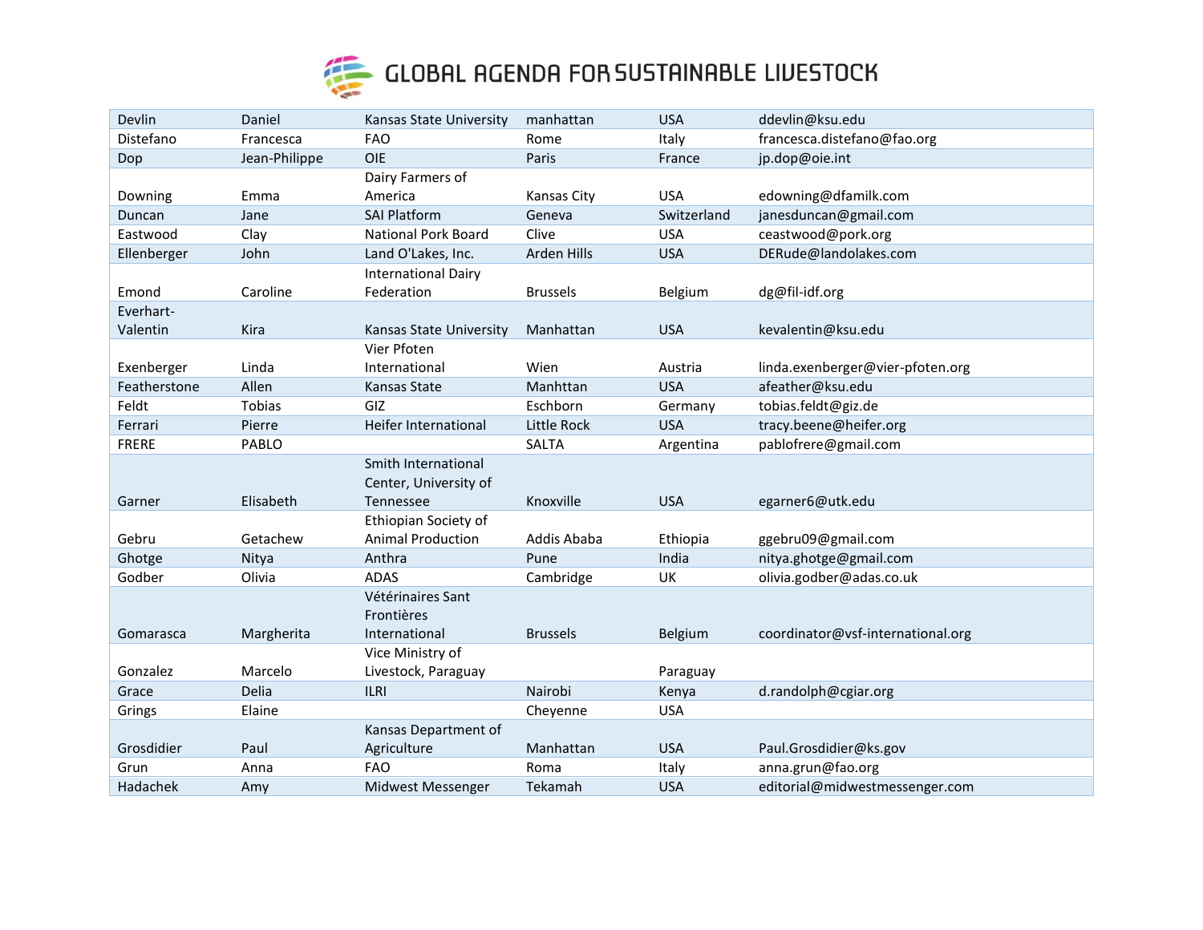| | | | | | |
|---|---|---|---|---|---|
| Devlin | Daniel | Kansas State University | manhattan | USA | ddevlin@ksu.edu |
| Distefano | Francesca | FAO | Rome | Italy | francesca.distefano@fao.org |
| Dop | Jean-Philippe | OIE | Paris | France | jp.dop@oie.int |
| Downing | Emma | Dairy Farmers of America | Kansas City | USA | edowning@dfamilk.com |
| Duncan | Jane | SAI Platform | Geneva | Switzerland | janesduncan@gmail.com |
| Eastwood | Clay | National Pork Board | Clive | USA | ceastwood@pork.org |
| Ellenberger | John | Land O'Lakes, Inc. | Arden Hills | USA | DERude@landolakes.com |
| Emond | Caroline | International Dairy Federation | Brussels | Belgium | dg@fil-idf.org |
| Everhart-Valentin | Kira | Kansas State University | Manhattan | USA | kevalentin@ksu.edu |
| Exenberger | Linda | Vier Pfoten International | Wien | Austria | linda.exenberger@vier-pfoten.org |
| Featherstone | Allen | Kansas State | Manhttan | USA | afeather@ksu.edu |
| Feldt | Tobias | GIZ | Eschborn | Germany | tobias.feldt@giz.de |
| Ferrari | Pierre | Heifer International | Little Rock | USA | tracy.beene@heifer.org |
| FRERE | PABLO | | SALTA | Argentina | pablofrere@gmail.com |
| Garner | Elisabeth | Smith International Center, University of Tennessee | Knoxville | USA | egarner6@utk.edu |
| Gebru | Getachew | Ethiopian Society of Animal Production | Addis Ababa | Ethiopia | ggebru09@gmail.com |
| Ghotge | Nitya | Anthra | Pune | India | nitya.ghotge@gmail.com |
| Godber | Olivia | ADAS | Cambridge | UK | olivia.godber@adas.co.uk |
| Gomarasca | Margherita | Vétérinaires Sant Frontières International | Brussels | Belgium | coordinator@vsf-international.org |
| Gonzalez | Marcelo | Vice Ministry of Livestock, Paraguay | | Paraguay | |
| Grace | Delia | ILRI | Nairobi | Kenya | d.randolph@cgiar.org |
| Grings | Elaine | | Cheyenne | USA | |
| Grosdidier | Paul | Kansas Department of Agriculture | Manhattan | USA | Paul.Grosdidier@ks.gov |
| Grun | Anna | FAO | Roma | Italy | anna.grun@fao.org |
| Hadachek | Amy | Midwest Messenger | Tekamah | USA | editorial@midwestmessenger.com |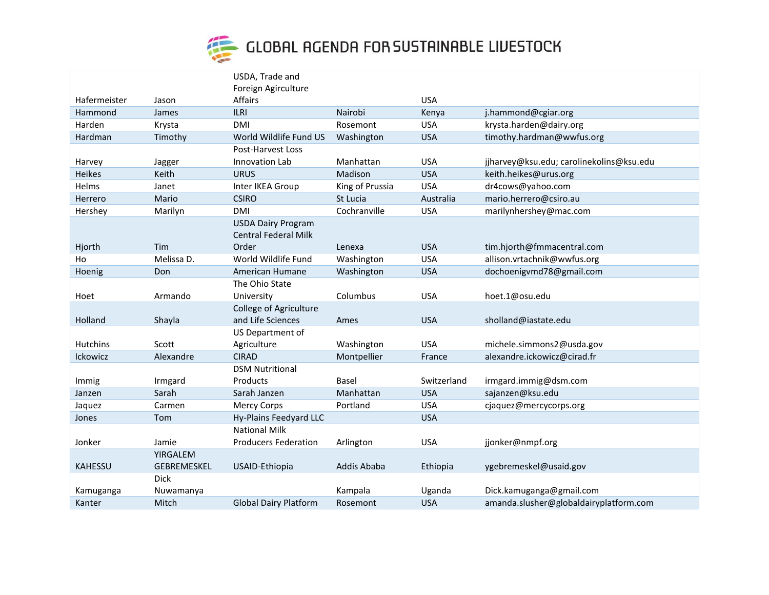# GLOBAL AGENDA FOR SUSTAINABLE LIVESTOCK

| | | | | | |
|---|---|---|---|---|---|
| Hafermeister | Jason | USDA, Trade and Foreign Agirculture Affairs | | USA | |
| Hammond | James | ILRI | Nairobi | Kenya | j.hammond@cgiar.org |
| Harden | Krysta | DMI | Rosemont | USA | krysta.harden@dairy.org |
| Hardman | Timothy | World Wildlife Fund US | Washington | USA | timothy.hardman@wwfus.org |
| Harvey | Jagger | Post-Harvest Loss Innovation Lab | Manhattan | USA | jjharvey@ksu.edu; carolinekolins@ksu.edu |
| Heikes | Keith | URUS | Madison | USA | keith.heikes@urus.org |
| Helms | Janet | Inter IKEA Group | King of Prussia | USA | dr4cows@yahoo.com |
| Herrero | Mario | CSIRO | St Lucia | Australia | mario.herrero@csiro.au |
| Hershey | Marilyn | DMI | Cochranville | USA | marilynhershey@mac.com |
| Hjorth | Tim | USDA Dairy Program Central Federal Milk Order | Lenexa | USA | tim.hjorth@fmmacentral.com |
| Ho | Melissa D. | World Wildlife Fund | Washington | USA | allison.vrtachnik@wwfus.org |
| Hoenig | Don | American Humane | Washington | USA | dochoenigvmd78@gmail.com |
| Hoet | Armando | The Ohio State University | Columbus | USA | hoet.1@osu.edu |
| Holland | Shayla | College of Agriculture and Life Sciences | Ames | USA | sholland@iastate.edu |
| Hutchins | Scott | US Department of Agriculture | Washington | USA | michele.simmons2@usda.gov |
| Ickowicz | Alexandre | CIRAD | Montpellier | France | alexandre.ickowicz@cirad.fr |
| Immig | Irmgard | DSM Nutritional Products | Basel | Switzerland | irmgard.immig@dsm.com |
| Janzen | Sarah | Sarah Janzen | Manhattan | USA | sajanzen@ksu.edu |
| Jaquez | Carmen | Mercy Corps | Portland | USA | cjaquez@mercycorps.org |
| Jones | Tom | Hy-Plains Feedyard LLC | | USA | |
| Jonker | Jamie | National Milk Producers Federation | Arlington | USA | jjonker@nmpf.org |
| KAHESSU | YIRGALEM GEBREMESKEL | USAID-Ethiopia | Addis Ababa | Ethiopia | ygebremeskel@usaid.gov |
| Kamuganga | Dick Nuwamanya | | Kampala | Uganda | Dick.kamuganga@gmail.com |
| Kanter | Mitch | Global Dairy Platform | Rosemont | USA | amanda.slusher@globaldairyplatform.com |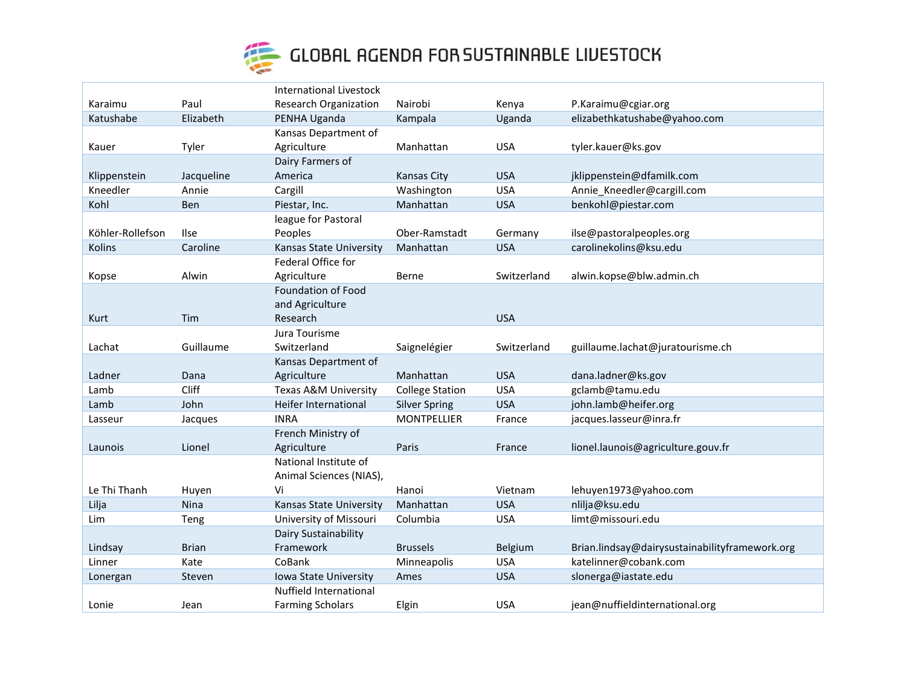# GLOBAL AGENDA FOR SUSTAINABLE LIVESTOCK

| | | | | | |
|---|---|---|---|---|---|
| Karaimu | Paul | International Livestock Research Organization | Nairobi | Kenya | P.Karaimu@cgiar.org |
| Katushabe | Elizabeth | PENHA Uganda | Kampala | Uganda | elizabethkatushabe@yahoo.com |
| Kauer | Tyler | Kansas Department of Agriculture | Manhattan | USA | tyler.kauer@ks.gov |
| Klippenstein | Jacqueline | Dairy Farmers of America | Kansas City | USA | jklippenstein@dfamilk.com |
| Kneedler | Annie | Cargill | Washington | USA | Annie_Kneedler@cargill.com |
| Kohl | Ben | Piestar, Inc. | Manhattan | USA | benkohl@piestar.com |
| Köhler-Rollefson | Ilse | league for Pastoral Peoples | Ober-Ramstadt | Germany | ilse@pastoralpeoples.org |
| Kolins | Caroline | Kansas State University | Manhattan | USA | carolinekolins@ksu.edu |
| Kopse | Alwin | Federal Office for Agriculture | Berne | Switzerland | alwin.kopse@blw.admin.ch |
| Kurt | Tim | Foundation of Food and Agriculture Research | | USA | |
| Lachat | Guillaume | Jura Tourisme Switzerland | Saignelégier | Switzerland | guillaume.lachat@juratourisme.ch |
| Ladner | Dana | Kansas Department of Agriculture | Manhattan | USA | dana.ladner@ks.gov |
| Lamb | Cliff | Texas A&M University | College Station | USA | gclamb@tamu.edu |
| Lamb | John | Heifer International | Silver Spring | USA | john.lamb@heifer.org |
| Lasseur | Jacques | INRA | MONTPELLIER | France | jacques.lasseur@inra.fr |
| Launois | Lionel | French Ministry of Agriculture | Paris | France | lionel.launois@agriculture.gouv.fr |
| Le Thi Thanh | Huyen | National Institute of Animal Sciences (NIAS), Vi | Hanoi | Vietnam | lehuyen1973@yahoo.com |
| Lilja | Nina | Kansas State University | Manhattan | USA | nlilja@ksu.edu |
| Lim | Teng | University of Missouri | Columbia | USA | limt@missouri.edu |
| Lindsay | Brian | Dairy Sustainability Framework | Brussels | Belgium | Brian.lindsay@dairysustainabilityframework.org |
| Linner | Kate | CoBank | Minneapolis | USA | katelinner@cobank.com |
| Lonergan | Steven | Iowa State University | Ames | USA | slonerga@iastate.edu |
| Lonie | Jean | Nuffield International Farming Scholars | Elgin | USA | jean@nuffieldinternational.org |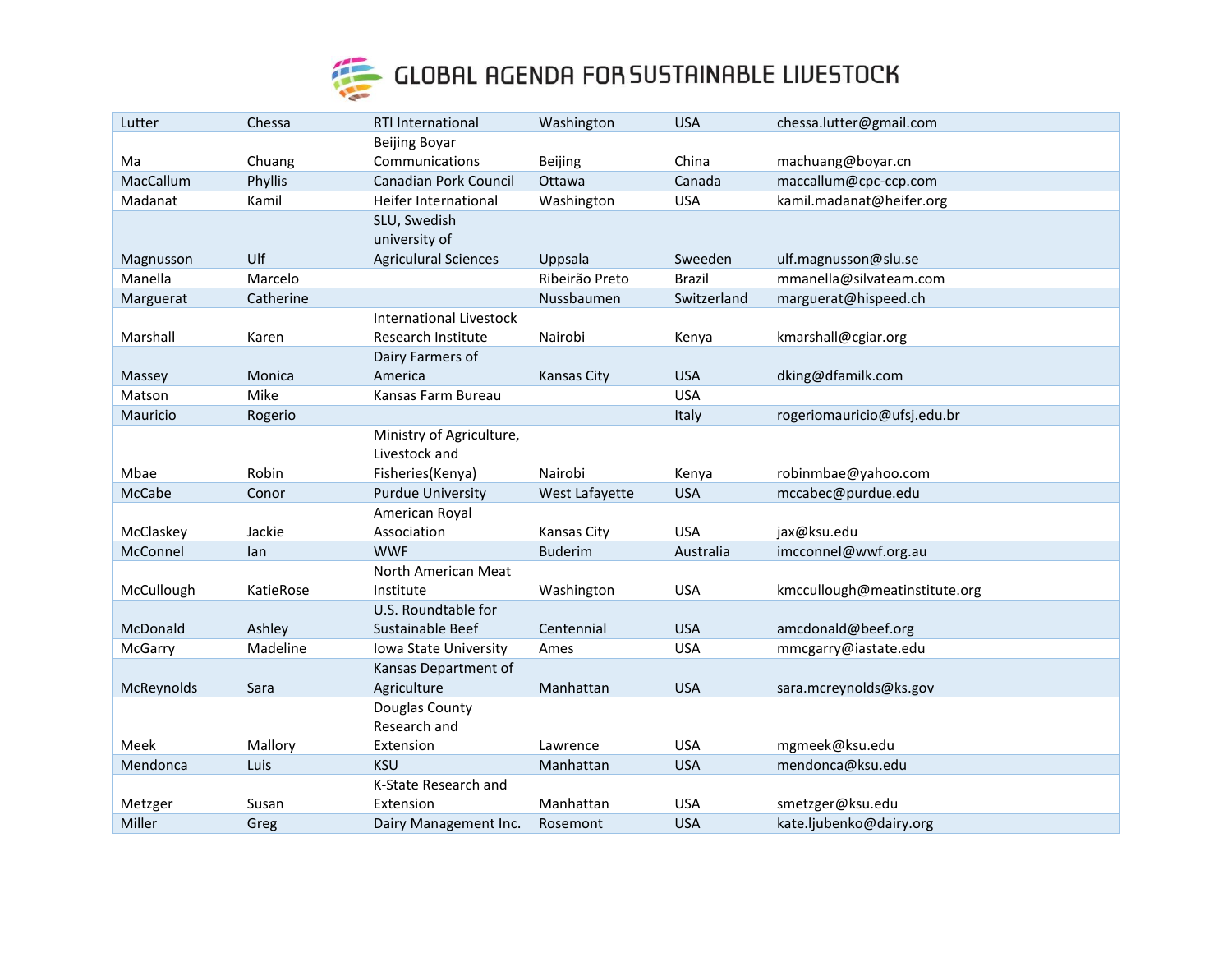# GLOBAL AGENDA FOR SUSTAINABLE LIVESTOCK

| | | | | | |
|---|---|---|---|---|---|
| Lutter | Chessa | RTI International | Washington | USA | chessa.lutter@gmail.com |
| Ma | Chuang | Beijing Boyar Communications | Beijing | China | machuang@boyar.cn |
| MacCallum | Phyllis | Canadian Pork Council | Ottawa | Canada | maccallum@cpc-ccp.com |
| Madanat | Kamil | Heifer International | Washington | USA | kamil.madanat@heifer.org |
| Magnusson | Ulf | SLU, Swedish university of Agricular Sciences | Uppsala | Sweeden | ulf.magnusson@slu.se |
| Manella | Marcelo | | Ribeirão Preto | Brazil | mmanella@silvateam.com |
| Marguerat | Catherine | | Nussbaumen | Switzerland | marguerat@hispeed.ch |
| Marshall | Karen | International Livestock Research Institute | Nairobi | Kenya | kmarshall@cgiar.org |
| Massey | Monica | Dairy Farmers of America | Kansas City | USA | dking@dfamilk.com |
| Matson | Mike | Kansas Farm Bureau | | USA | |
| Mauricio | Rogerio | | | Italy | rogeriomauricio@ufsj.edu.br |
| Mbae | Robin | Ministry of Agriculture, Livestock and Fisheries(Kenya) | Nairobi | Kenya | robinmbae@yahoo.com |
| McCabe | Conor | Purdue University | West Lafayette | USA | mccabec@purdue.edu |
| McClaskey | Jackie | American Royal Association | Kansas City | USA | jax@ksu.edu |
| McConnel | Ian | WWF | Buderim | Australia | imcconnel@wwf.org.au |
| McCullough | KatieRose | North American Meat Institute | Washington | USA | kmccullough@meatinstitute.org |
| McDonald | Ashley | U.S. Roundtable for Sustainable Beef | Centennial | USA | amcdonald@beef.org |
| McGarry | Madeline | Iowa State University | Ames | USA | mmcgarry@iastate.edu |
| McReynolds | Sara | Kansas Department of Agriculture | Manhattan | USA | sara.mcreynolds@ks.gov |
| Meek | Mallory | Douglas County Research and Extension | Lawrence | USA | mgmeek@ksu.edu |
| Mendonca | Luis | KSU | Manhattan | USA | mendonca@ksu.edu |
| Metzger | Susan | K-State Research and Extension | Manhattan | USA | smetzger@ksu.edu |
| Miller | Greg | Dairy Management Inc. | Rosemont | USA | kate.ljubenko@dairy.org |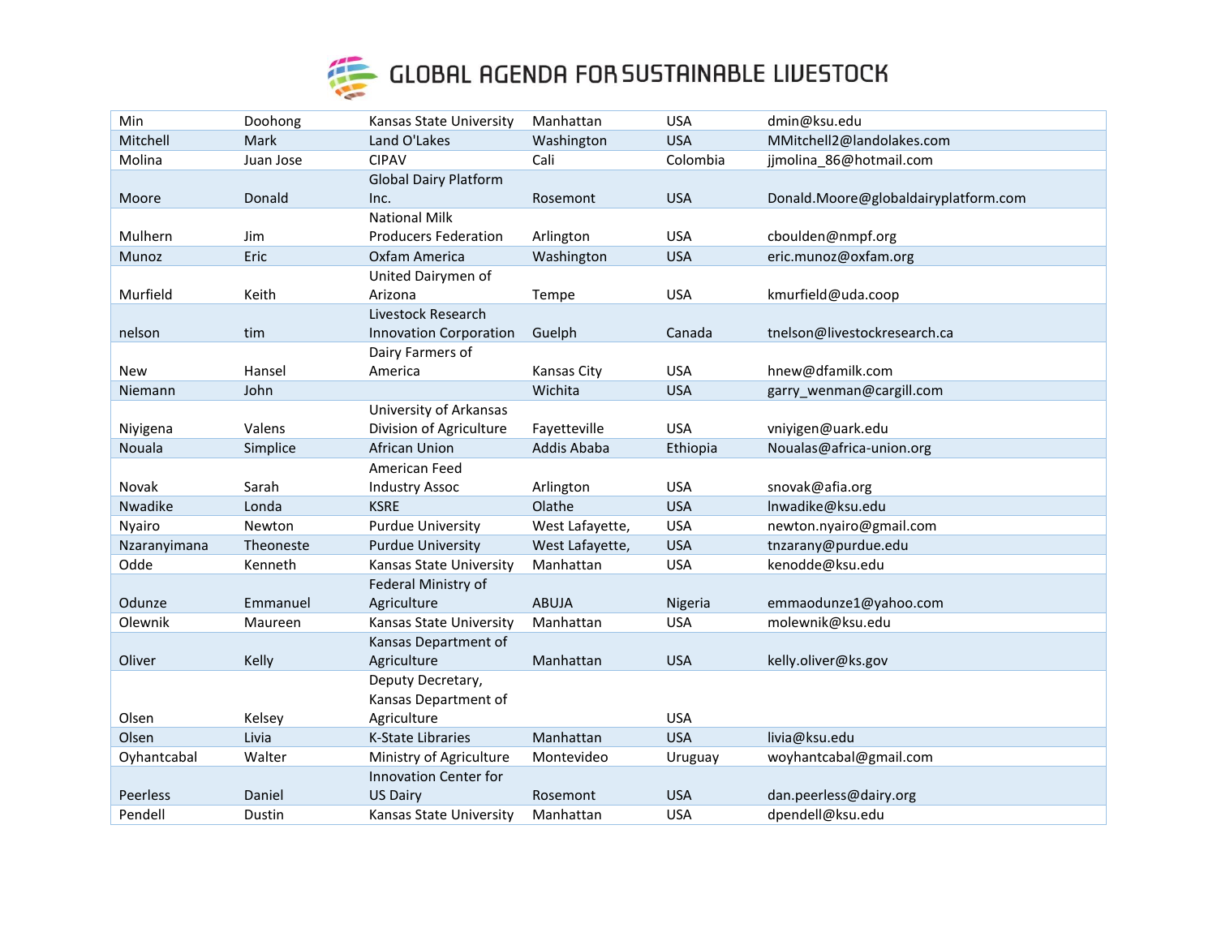| Min | Doohong | Kansas State University | Manhattan | USA | dmin@ksu.edu |
|---|---|---|---|---|---|
| Mitchell | Mark | Land O'Lakes | Washington | USA | MMitchell2@landolakes.com |
| Molina | Juan Jose | CIPAV | Cali | Colombia | jjmolina_86@hotmail.com |
| Moore | Donald | Global Dairy Platform Inc. | Rosemont | USA | Donald.Moore@globaldairyplatform.com |
| Mulhern | Jim | National Milk Producers Federation | Arlington | USA | cboulden@nmpf.org |
| Munoz | Eric | Oxfam America | Washington | USA | eric.munoz@oxfam.org |
| Murfield | Keith | United Dairymen of Arizona | Tempe | USA | kmurfield@uda.coop |
| nelson | tim | Livestock Research Innovation Corporation | Guelph | Canada | tnelson@livestockresearch.ca |
| New | Hansel | Dairy Farmers of America | Kansas City | USA | hnew@dfamilk.com |
| Niemann | John | | Wichita | USA | garry_wenman@cargill.com |
| Niyigena | Valens | University of Arkansas Division of Agriculture | Fayetteville | USA | vniyigen@uark.edu |
| Nouala | Simplice | African Union | Addis Ababa | Ethiopia | Noualas@africa-union.org |
| Novak | Sarah | American Feed Industry Assoc | Arlington | USA | snovak@afia.org |
| Nwadike | Londa | KSRE | Olathe | USA | lnwadike@ksu.edu |
| Nyairo | Newton | Purdue University | West Lafayette, | USA | newton.nyairo@gmail.com |
| Nzaranyimana | Theoneste | Purdue University | West Lafayette, | USA | tnzarany@purdue.edu |
| Odde | Kenneth | Kansas State University | Manhattan | USA | kenodde@ksu.edu |
| Odunze | Emmanuel | Federal Ministry of Agriculture | ABUJA | Nigeria | emmaodunze1@yahoo.com |
| Olewnik | Maureen | Kansas State University | Manhattan | USA | molewnik@ksu.edu |
| Oliver | Kelly | Kansas Department of Agriculture | Manhattan | USA | kelly.oliver@ks.gov |
| Olsen | Kelsey | Deputy Decretary, Kansas Department of Agriculture | | USA | |
| Olsen | Livia | K-State Libraries | Manhattan | USA | livia@ksu.edu |
| Oyhantcabal | Walter | Ministry of Agriculture | Montevideo | Uruguay | woyhantcabal@gmail.com |
| Peerless | Daniel | Innovation Center for US Dairy | Rosemont | USA | dan.peerless@dairy.org |
| Pendell | Dustin | Kansas State University | Manhattan | USA | dpendell@ksu.edu |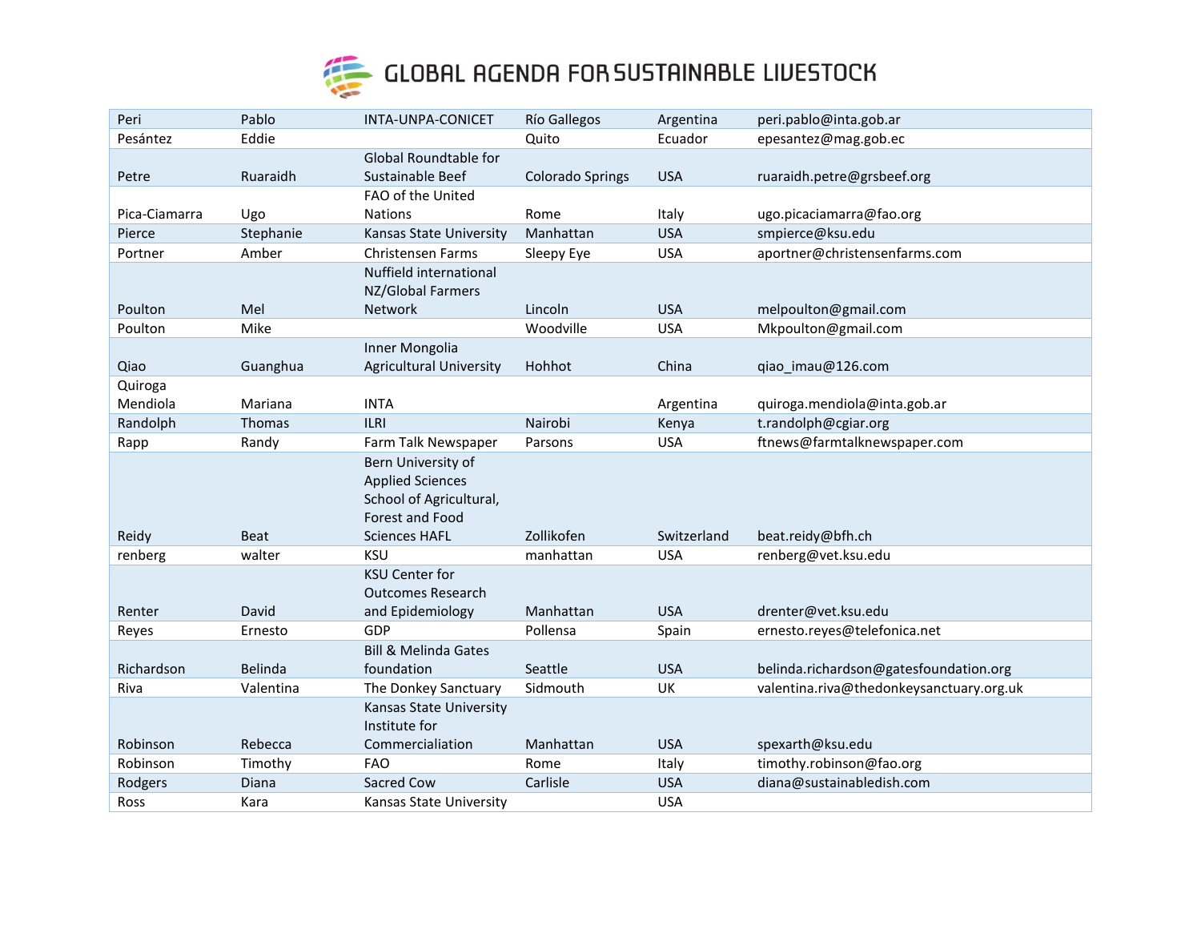| Peri | Pablo | INTA-UNPA-CONICET | Río Gallegos | Argentina | peri.pablo@inta.gob.ar |
|---|---|---|---|---|---|
| Pesántez | Eddie | | Quito | Ecuador | epesantez@mag.gob.ec |
| Petre | Ruaraidh | Global Roundtable for Sustainable Beef | Colorado Springs | USA | ruaraidh.petre@grsbeef.org |
| Pica-Ciamarra | Ugo | FAO of the United Nations | Rome | Italy | ugo.picaciamarra@fao.org |
| Pierce | Stephanie | Kansas State University | Manhattan | USA | smpierce@ksu.edu |
| Portner | Amber | Christensen Farms | Sleepy Eye | USA | aportner@christensenfarms.com |
| Poulton | Mel | Nuffield international NZ/Global Farmers Network | Lincoln | USA | melpoulton@gmail.com |
| Poulton | Mike | | Woodville | USA | Mkpoulton@gmail.com |
| Qiao | Guanghua | Inner Mongolia Agricultural University | Hohhot | China | qiao_imau@126.com |
| Quiroga Mendiola | Mariana | INTA | | Argentina | quiroga.mendiola@inta.gob.ar |
| Randolph | Thomas | ILRI | Nairobi | Kenya | t.randolph@cgiar.org |
| Rapp | Randy | Farm Talk Newspaper | Parsons | USA | ftnews@farmtalknewspaper.com |
| Reidy | Beat | Bern University of Applied Sciences School of Agricultural, Forest and Food Sciences HAFL | Zollikofen | Switzerland | beat.reidy@bfh.ch |
| renberg | walter | KSU | manhattan | USA | renberg@vet.ksu.edu |
| Renter | David | KSU Center for Outcomes Research and Epidemiology | Manhattan | USA | drenter@vet.ksu.edu |
| Reyes | Ernesto | GDP | Pollensa | Spain | ernesto.reyes@telefonica.net |
| Richardson | Belinda | Bill & Melinda Gates foundation | Seattle | USA | belinda.richardson@gatesfoundation.org |
| Riva | Valentina | The Donkey Sanctuary | Sidmouth | UK | valentina.riva@thedonkeysanctuary.org.uk |
| Robinson | Rebecca | Kansas State University Institute for Commercialiation | Manhattan | USA | spexarth@ksu.edu |
| Robinson | Timothy | FAO | Rome | Italy | timothy.robinson@fao.org |
| Rodgers | Diana | Sacred Cow | Carlisle | USA | diana@sustainabledish.com |
| Ross | Kara | Kansas State University | | USA | |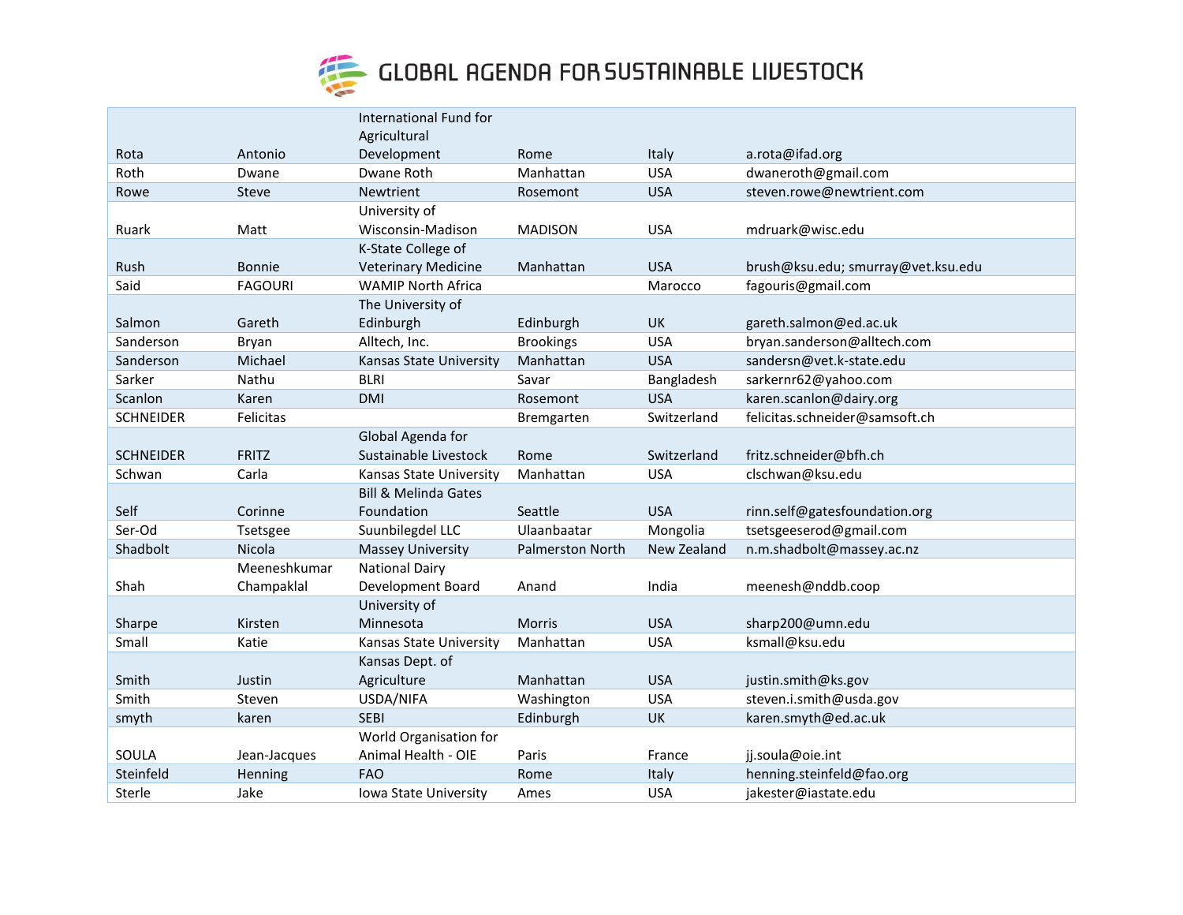# GLOBAL AGENDA FOR SUSTAINABLE LIVESTOCK

| | | | | | |
|---|---|---|---|---|---|
| Rota | Antonio | International Fund for Agricultural Development | Rome | Italy | a.rota@ifad.org |
| Roth | Dwane | Dwane Roth | Manhattan | USA | dwaneroth@gmail.com |
| Rowe | Steve | Newtrient | Rosemont | USA | steven.rowe@newtrient.com |
| Ruark | Matt | University of Wisconsin-Madison | MADISON | USA | mdruark@wisc.edu |
| Rush | Bonnie | K-State College of Veterinary Medicine | Manhattan | USA | brush@ksu.edu; smurray@vet.ksu.edu |
| Said | FAGOURI | WAMIP North Africa | | Marocco | fagouris@gmail.com |
| Salmon | Gareth | The University of Edinburgh | Edinburgh | UK | gareth.salmon@ed.ac.uk |
| Sanderson | Bryan | Alltech, Inc. | Brookings | USA | bryan.sanderson@alltech.com |
| Sanderson | Michael | Kansas State University | Manhattan | USA | sandersn@vet.k-state.edu |
| Sarker | Nathu | BLRI | Savar | Bangladesh | sarkernr62@yahoo.com |
| Scanlon | Karen | DMI | Rosemont | USA | karen.scanlon@dairy.org |
| SCHNEIDER | Felicitas | | Bremgarten | Switzerland | felicitas.schneider@samsoft.ch |
| SCHNEIDER | FRITZ | Global Agenda for Sustainable Livestock | Rome | Switzerland | fritz.schneider@bfh.ch |
| Schwan | Carla | Kansas State University | Manhattan | USA | clschwan@ksu.edu |
| Self | Corinne | Bill & Melinda Gates Foundation | Seattle | USA | rinn.self@gatesfoundation.org |
| Ser-Od | Tsetsgee | Suunbilegdel LLC | Ulaanbaatar | Mongolia | tsetsgeeserod@gmail.com |
| Shadbolt | Nicola | Massey University | Palmerston North | New Zealand | n.m.shadbolt@massey.ac.nz |
| Shah | Meeneshkumar Champaklal | National Dairy Development Board | Anand | India | meenesh@nddb.coop |
| Sharpe | Kirsten | University of Minnesota | Morris | USA | sharp200@umn.edu |
| Small | Katie | Kansas State University | Manhattan | USA | ksmall@ksu.edu |
| Smith | Justin | Kansas Dept. of Agriculture | Manhattan | USA | justin.smith@ks.gov |
| Smith | Steven | USDA/NIFA | Washington | USA | steven.i.smith@usda.gov |
| smyth | karen | SEBI | Edinburgh | UK | karen.smyth@ed.ac.uk |
| SOULA | Jean-Jacques | World Organisation for Animal Health - OIE | Paris | France | jj.soula@oie.int |
| Steinfeld | Henning | FAO | Rome | Italy | henning.steinfeld@fao.org |
| Sterle | Jake | Iowa State University | Ames | USA | jakester@iastate.edu |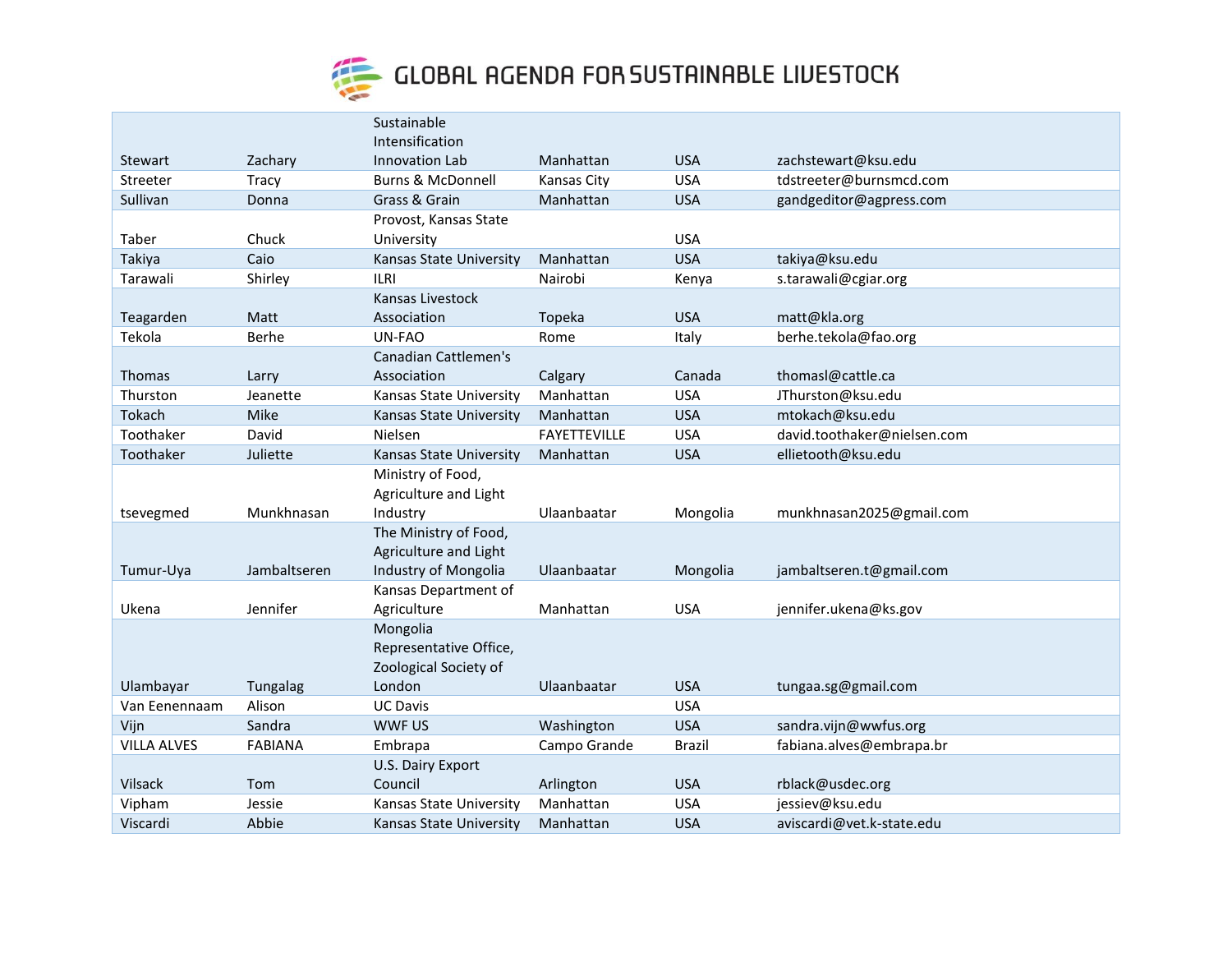# GLOBAL AGENDA FOR SUSTAINABLE LIVESTOCK

| | | | | | |
|---|---|---|---|---|---|
| Stewart | Zachary | Sustainable Intensification Innovation Lab | Manhattan | USA | zachstewart@ksu.edu |
| Streeter | Tracy | Burns & McDonnell | Kansas City | USA | tdstreeter@burnsmcd.com |
| Sullivan | Donna | Grass & Grain | Manhattan | USA | gandgeditor@agpress.com |
| Taber | Chuck | Provost, Kansas State University | | USA | |
| Takiya | Caio | Kansas State University | Manhattan | USA | takiya@ksu.edu |
| Tarawali | Shirley | ILRI | Nairobi | Kenya | s.tarawali@cgiar.org |
| Teagarden | Matt | Kansas Livestock Association | Topeka | USA | matt@kla.org |
| Tekola | Berhe | UN-FAO | Rome | Italy | berhe.tekola@fao.org |
| Thomas | Larry | Canadian Cattlemen's Association | Calgary | Canada | thomasl@cattle.ca |
| Thurston | Jeanette | Kansas State University | Manhattan | USA | JThurston@ksu.edu |
| Tokach | Mike | Kansas State University | Manhattan | USA | mtokach@ksu.edu |
| Toothaker | David | Nielsen | FAYETTEVILLE | USA | david.toothaker@nielsen.com |
| Toothaker | Juliette | Kansas State University | Manhattan | USA | ellietooth@ksu.edu |
| tsevegmed | Munkhnasan | Ministry of Food, Agriculture and Light Industry | Ulaanbaatar | Mongolia | munkhnasan2025@gmail.com |
| Tumur-Uya | Jambaltseren | The Ministry of Food, Agriculture and Light Industry of Mongolia | Ulaanbaatar | Mongolia | jambaltseren.t@gmail.com |
| Ukena | Jennifer | Kansas Department of Agriculture | Manhattan | USA | jennifer.ukena@ks.gov |
| Ulambayar | Tungalag | Mongolia Representative Office, Zoological Society of London | Ulaanbaatar | USA | tungaa.sg@gmail.com |
| Van Eenennaam | Alison | UC Davis | | USA | |
| Vijn | Sandra | WWF US | Washington | USA | sandra.vijn@wwfus.org |
| VILLA ALVES | FABIANA | Embrapa | Campo Grande | Brazil | fabiana.alves@embrapa.br |
| Vilsack | Tom | U.S. Dairy Export Council | Arlington | USA | rblack@usdec.org |
| Vipham | Jessie | Kansas State University | Manhattan | USA | jessiev@ksu.edu |
| Viscardi | Abbie | Kansas State University | Manhattan | USA | aviscardi@vet.k-state.edu |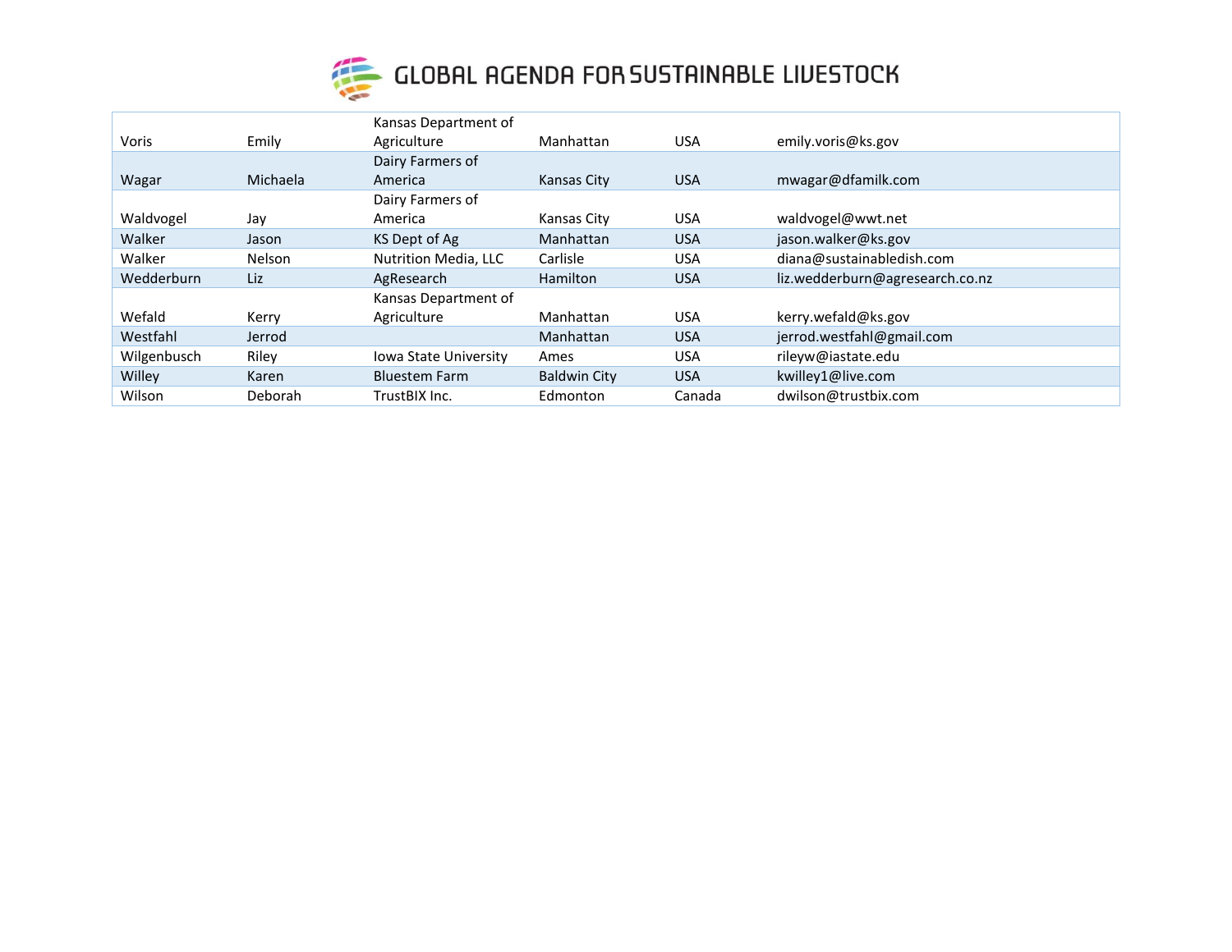| | | | | | |
|---|---|---|---|---|---|
| Voris | Emily | Kansas Department of Agriculture | Manhattan | USA | emily.voris@ks.gov |
| Wagar | Michaela | Dairy Farmers of America | Kansas City | USA | mwagar@dfamilk.com |
| Waldvogel | Jay | Dairy Farmers of America | Kansas City | USA | waldvogel@wwt.net |
| Walker | Jason | KS Dept of Ag | Manhattan | USA | jason.walker@ks.gov |
| Walker | Nelson | Nutrition Media, LLC | Carlisle | USA | diana@sustainabledish.com |
| Wedderburn | Liz | AgResearch | Hamilton | USA | liz.wedderburn@agresearch.co.nz |
| Wefald | Kerry | Kansas Department of Agriculture | Manhattan | USA | kerry.wefald@ks.gov |
| Westfahl | Jerrod | | Manhattan | USA | jerrod.westfahl@gmail.com |
| Wilgenbusch | Riley | Iowa State University | Ames | USA | rileyw@iastate.edu |
| Willey | Karen | Bluestem Farm | Baldwin City | USA | kwilley1@live.com |
| Wilson | Deborah | TrustBIX Inc. | Edmonton | Canada | dwilson@trustbix.com |